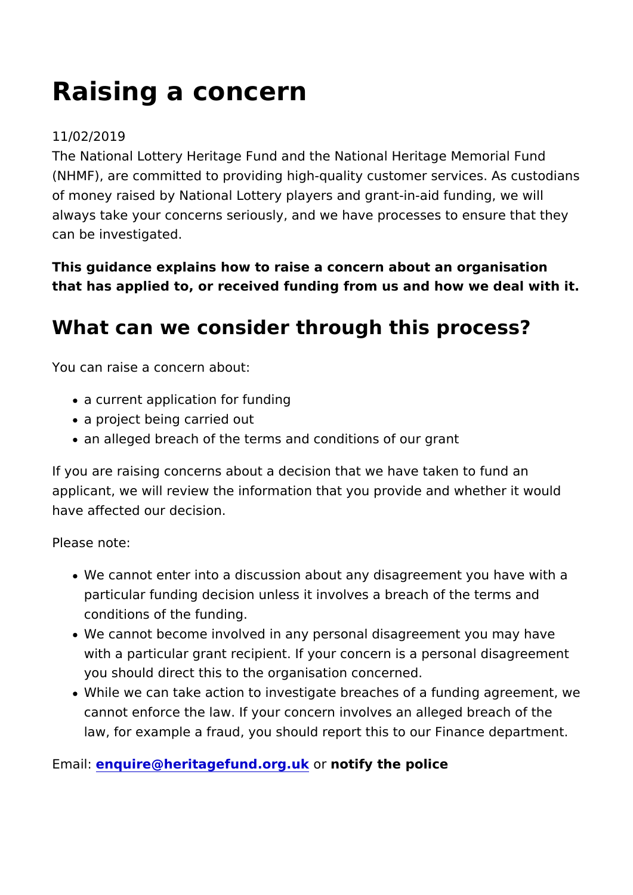# Raising a concern

11/02/2019

The National Lottery Heritage Fund and the National Heritage Memorial Fund (NHMF), are committed to providing high-quality customer services. As custodians of money raised by National Lottery players and grant-in-aid funding, we will always take your concerns seriously, and we have processes to ensure that they can be investigated.

**This guidance explains how to raise a concern about an organisation that has applied to, or received funding from us and how we deal with it.**

## What can we consider through this process?

You can raise a concern about:

- a current application for funding
- a project being carried out
- an alleged breach of the terms and conditions of our grant

If you are raising concerns about a decision that we have taken to fund an applicant, we will review the information that you provide and whether it would have affected our decision.

Please note:

- We cannot enter into a discussion about any disagreement you have with a particular funding decision unless it involves a breach of the terms and conditions of the funding.
- We cannot become involved in any personal disagreement you may have with a particular grant recipient. If your concern is a personal disagreement you should direct this to the organisation concerned.
- While we can take action to investigate breaches of a funding agreement, we cannot enforce the law. If your concern involves an alleged breach of the law, for example a fraud, you should report this to our Finance department.

Email: **enquire@heritagefund.org.uk** or **notify the police**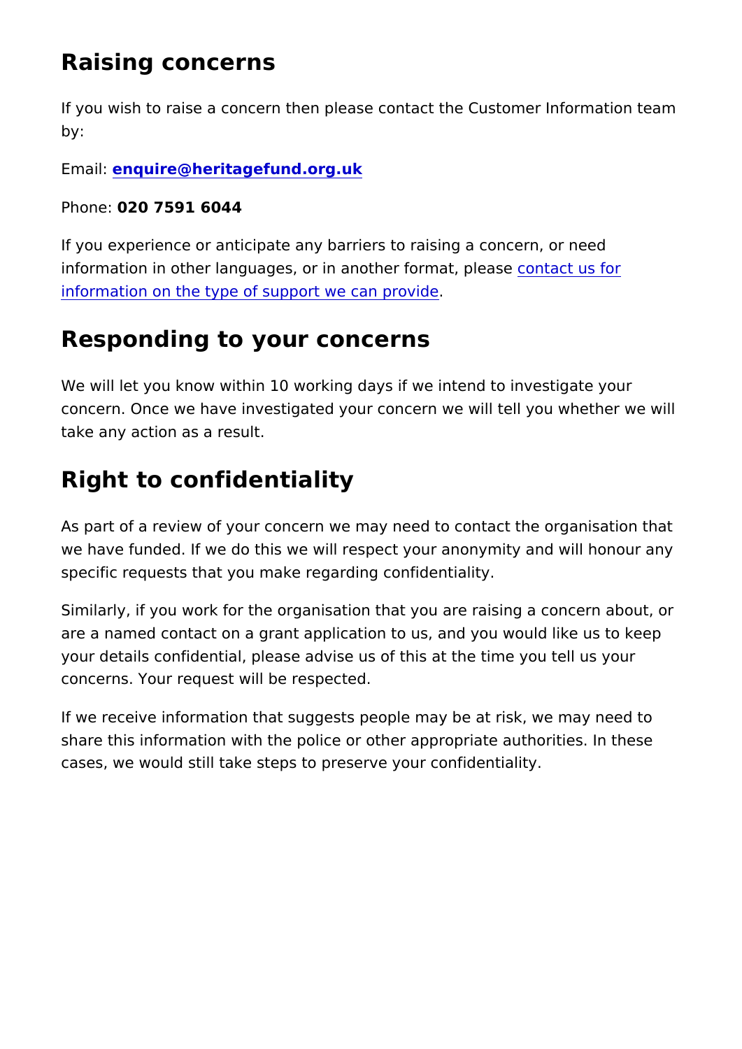## Raising concerns

If you wish to raise a concern then please contact the Customer Information team by:

Email: **enquire@heritagefund.org.uk**

Phone: **020 7591 6044**

If you experience or anticipate any barriers to raising a concern, or need information in other languages, or in another format, please contact us for information on the type of support we can provide.

## Responding to your concerns

We will let you know within 10 working days if we intend to investigate your concern. Once we have investigated your concern we will tell you whether we will take any action as a result.

## Right to confidentiality

As part of a review of your concern we may need to contact the organisation that we have funded. If we do this we will respect your anonymity and will honour any specific requests that you make regarding confidentiality.

Similarly, if you work for the organisation that you are raising a concern about, or are a named contact on a grant application to us, and you would like us to keep your details confidential, please advise us of this at the time you tell us your concerns. Your request will be respected.

If we receive information that suggests people may be at risk, we may need to share this information with the police or other appropriate authorities. In these cases, we would still take steps to preserve your confidentiality.